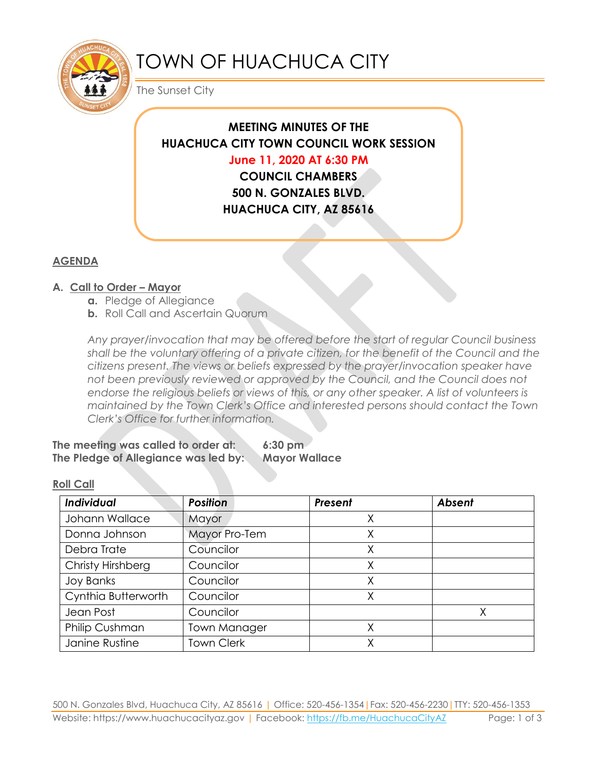# TOWN OF HUACHUCA CITY

The Sunset City

**MEETING MINUTES OF THE**
**HUACHUCA CITY TOWN COUNCIL WORK SESSION**
**June 11, 2020 AT 6:30 PM**
**COUNCIL CHAMBERS**
**500 N. GONZALES BLVD.**
**HUACHUCA CITY, AZ 85616**

## AGENDA

### A. Call to Order – Mayor

- **a.** Pledge of Allegiance
- **b.** Roll Call and Ascertain Quorum

*Any prayer/invocation that may be offered before the start of regular Council business shall be the voluntary offering of a private citizen, for the benefit of the Council and the citizens present. The views or beliefs expressed by the prayer/invocation speaker have not been previously reviewed or approved by the Council, and the Council does not endorse the religious beliefs or views of this, or any other speaker. A list of volunteers is maintained by the Town Clerk's Office and interested persons should contact the Town Clerk's Office for further information.*

**The meeting was called to order at:** **6:30 pm**
**The Pledge of Allegiance was led by:** **Mayor Wallace**

**Roll Call**

| Individual | Position | Present | Absent |
|---|---|---|---|
| Johann Wallace | Mayor | X | |
| Donna Johnson | Mayor Pro-Tem | X | |
| Debra Trate | Councilor | X | |
| Christy Hirshberg | Councilor | X | |
| Joy Banks | Councilor | X | |
| Cynthia Butterworth | Councilor | X | |
| Jean Post | Councilor | | X |
| Philip Cushman | Town Manager | X | |
| Janine Rustine | Town Clerk | X | |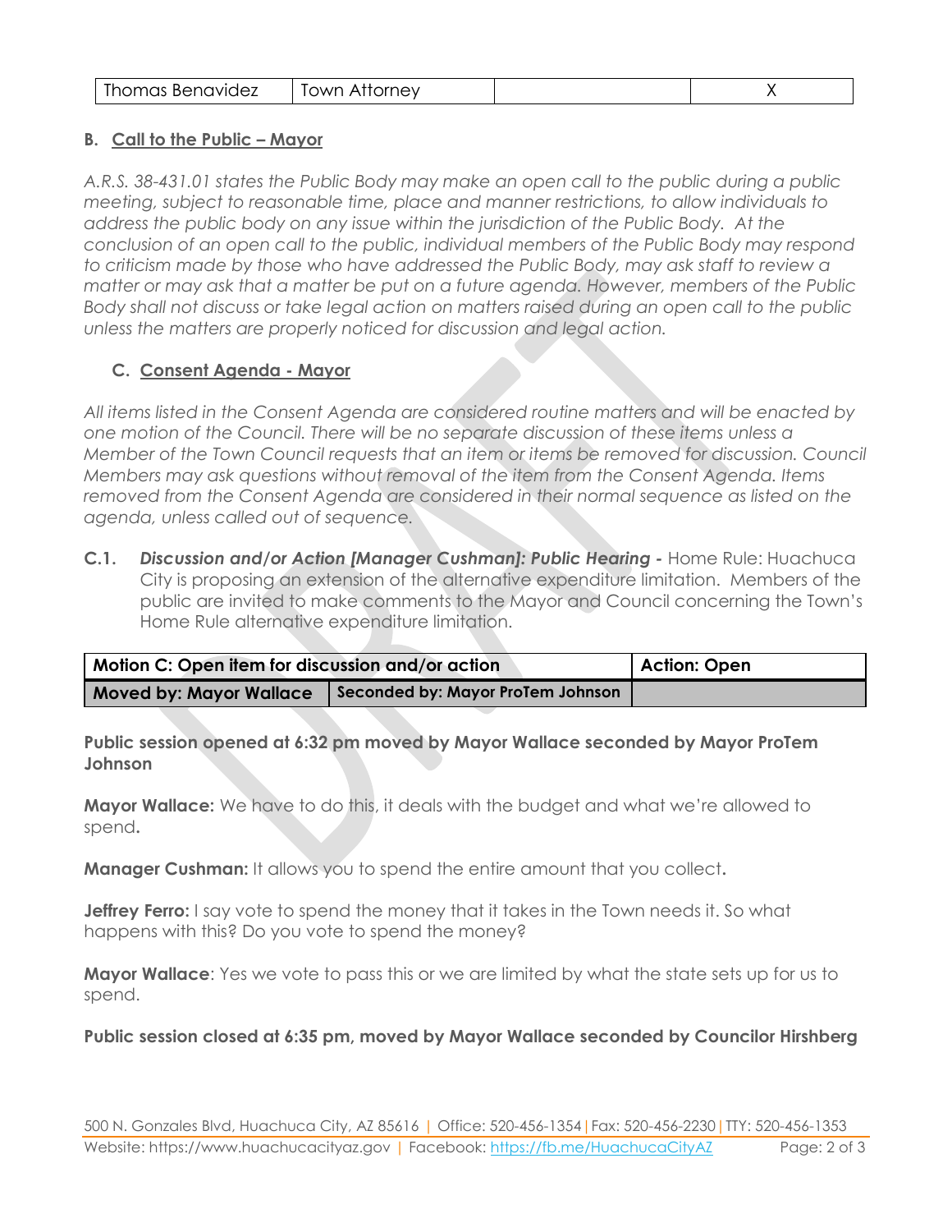| Thomas Benavidez | Town Attorney | | X |
|---|---|---|---|

**B.** **Call to the Public – Mayor**

*A.R.S. 38-431.01 states the Public Body may make an open call to the public during a public meeting, subject to reasonable time, place and manner restrictions, to allow individuals to address the public body on any issue within the jurisdiction of the Public Body. At the conclusion of an open call to the public, individual members of the Public Body may respond to criticism made by those who have addressed the Public Body, may ask staff to review a matter or may ask that a matter be put on a future agenda. However, members of the Public Body shall not discuss or take legal action on matters raised during an open call to the public unless the matters are properly noticed for discussion and legal action.*

**C.** **Consent Agenda - Mayor**

*All items listed in the Consent Agenda are considered routine matters and will be enacted by one motion of the Council. There will be no separate discussion of these items unless a Member of the Town Council requests that an item or items be removed for discussion. Council Members may ask questions without removal of the item from the Consent Agenda. Items removed from the Consent Agenda are considered in their normal sequence as listed on the agenda, unless called out of sequence.*

**C.1.** ***Discussion and/or Action [Manager Cushman]: Public Hearing -*** Home Rule: Huachuca City is proposing an extension of the alternative expenditure limitation. Members of the public are invited to make comments to the Mayor and Council concerning the Town's Home Rule alternative expenditure limitation.

| **Motion C: Open item for discussion and/or action** | | **Action: Open** |
|---|---|---|
| **Moved by: Mayor Wallace** | **Seconded by: Mayor ProTem Johnson** | |

**Public session opened at 6:32 pm moved by Mayor Wallace seconded by Mayor ProTem Johnson**

**Mayor Wallace:** We have to do this, it deals with the budget and what we're allowed to spend.

**Manager Cushman:** It allows you to spend the entire amount that you collect.

**Jeffrey Ferro:** I say vote to spend the money that it takes in the Town needs it. So what happens with this? Do you vote to spend the money?

**Mayor Wallace**: Yes we vote to pass this or we are limited by what the state sets up for us to spend.

**Public session closed at 6:35 pm, moved by Mayor Wallace seconded by Councilor Hirshberg**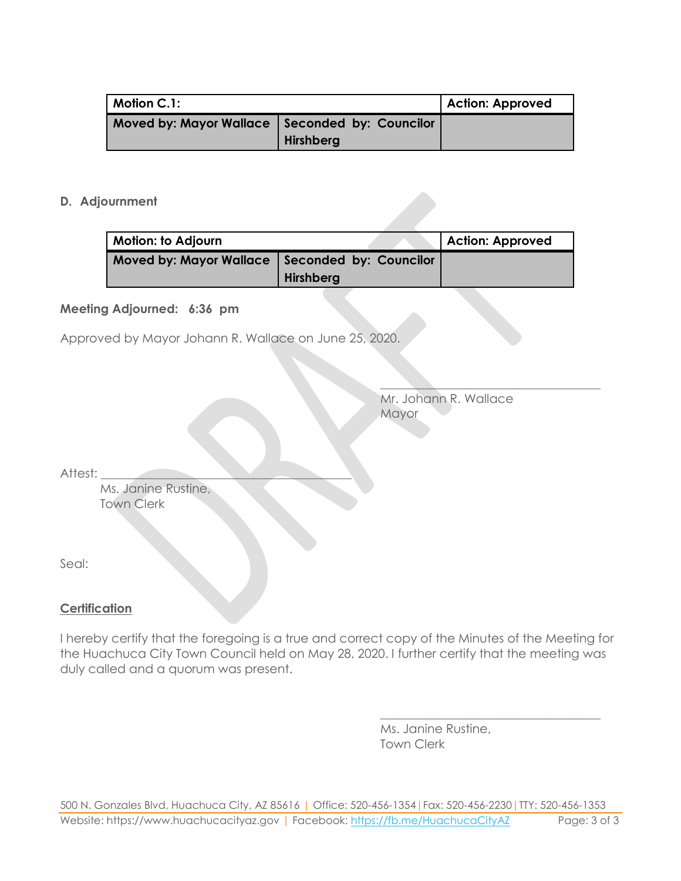| Motion C.1: | | Action: Approved |
|---|---|---|
| Moved by: Mayor Wallace | Seconded by: Councilor Hirshberg | |

**D. Adjournment**

| Motion: to Adjourn | | Action: Approved |
|---|---|---|
| Moved by: Mayor Wallace | Seconded by: Councilor Hirshberg | |

**Meeting Adjourned: 6:36 pm**

Approved by Mayor Johann R. Wallace on June 25, 2020.

\_\_\_\_\_\_\_\_\_\_\_\_\_\_\_\_\_\_\_\_\_\_\_\_\_\_\_\_\_\_\_\_\_\_\_\_
Mr. Johann R. Wallace
Mayor

Attest: \_\_\_\_\_\_\_\_\_\_\_\_\_\_\_\_\_\_\_\_\_\_\_\_\_\_\_\_\_\_\_\_\_\_\_\_
Ms. Janine Rustine,
Town Clerk

Seal:

**Certification**

I hereby certify that the foregoing is a true and correct copy of the Minutes of the Meeting for the Huachuca City Town Council held on May 28, 2020. I further certify that the meeting was duly called and a quorum was present.

\_\_\_\_\_\_\_\_\_\_\_\_\_\_\_\_\_\_\_\_\_\_\_\_\_\_\_\_\_\_\_\_\_\_\_\_
Ms. Janine Rustine,
Town Clerk

DRAFT